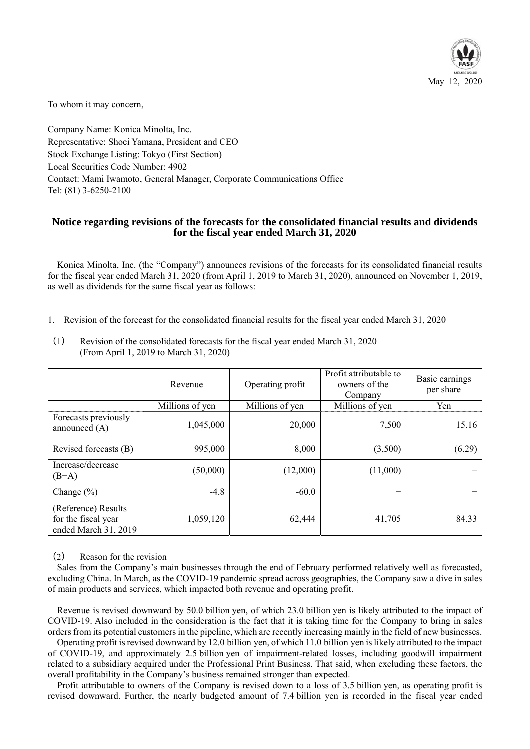May 12, 2020

To whom it may concern,

Company Name: Konica Minolta, Inc.
Representative: Shoei Yamana, President and CEO
Stock Exchange Listing: Tokyo (First Section)
Local Securities Code Number: 4902
Contact: Mami Iwamoto, General Manager, Corporate Communications Office
Tel: (81) 3-6250-2100

# Notice regarding revisions of the forecasts for the consolidated financial results and dividends for the fiscal year ended March 31, 2020

Konica Minolta, Inc. (the "Company") announces revisions of the forecasts for its consolidated financial results for the fiscal year ended March 31, 2020 (from April 1, 2019 to March 31, 2020), announced on November 1, 2019, as well as dividends for the same fiscal year as follows:

1. Revision of the forecast for the consolidated financial results for the fiscal year ended March 31, 2020

(1) Revision of the consolidated forecasts for the fiscal year ended March 31, 2020
(From April 1, 2019 to March 31, 2020)

| | Revenue | Operating profit | Profit attributable to owners of the Company | Basic earnings per share |
|---|---|---|---|---|
| | Millions of yen | Millions of yen | Millions of yen | Yen |
| Forecasts previously announced (A) | 1,045,000 | 20,000 | 7,500 | 15.16 |
| Revised forecasts (B) | 995,000 | 8,000 | (3,500) | (6.29) |
| Increase/decrease (B−A) | (50,000) | (12,000) | (11,000) | − |
| Change (%) | -4.8 | -60.0 | − | − |
| (Reference) Results for the fiscal year ended March 31, 2019 | 1,059,120 | 62,444 | 41,705 | 84.33 |

(2) Reason for the revision

Sales from the Company's main businesses through the end of February performed relatively well as forecasted, excluding China. In March, as the COVID-19 pandemic spread across geographies, the Company saw a dive in sales of main products and services, which impacted both revenue and operating profit.

Revenue is revised downward by 50.0 billion yen, of which 23.0 billion yen is likely attributed to the impact of COVID-19. Also included in the consideration is the fact that it is taking time for the Company to bring in sales orders from its potential customers in the pipeline, which are recently increasing mainly in the field of new businesses.

Operating profit is revised downward by 12.0 billion yen, of which 11.0 billion yen is likely attributed to the impact of COVID-19, and approximately 2.5 billion yen of impairment-related losses, including goodwill impairment related to a subsidiary acquired under the Professional Print Business. That said, when excluding these factors, the overall profitability in the Company's business remained stronger than expected.

Profit attributable to owners of the Company is revised down to a loss of 3.5 billion yen, as operating profit is revised downward. Further, the nearly budgeted amount of 7.4 billion yen is recorded in the fiscal year ended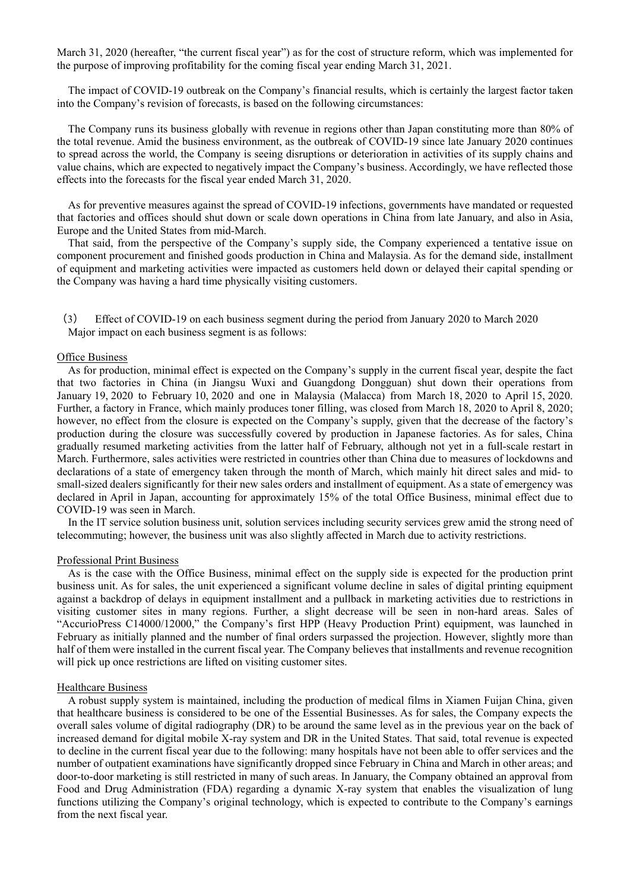March 31, 2020 (hereafter, "the current fiscal year") as for the cost of structure reform, which was implemented for the purpose of improving profitability for the coming fiscal year ending March 31, 2021.

The impact of COVID-19 outbreak on the Company's financial results, which is certainly the largest factor taken into the Company's revision of forecasts, is based on the following circumstances:

The Company runs its business globally with revenue in regions other than Japan constituting more than 80% of the total revenue. Amid the business environment, as the outbreak of COVID-19 since late January 2020 continues to spread across the world, the Company is seeing disruptions or deterioration in activities of its supply chains and value chains, which are expected to negatively impact the Company's business. Accordingly, we have reflected those effects into the forecasts for the fiscal year ended March 31, 2020.

As for preventive measures against the spread of COVID-19 infections, governments have mandated or requested that factories and offices should shut down or scale down operations in China from late January, and also in Asia, Europe and the United States from mid-March.

That said, from the perspective of the Company's supply side, the Company experienced a tentative issue on component procurement and finished goods production in China and Malaysia. As for the demand side, installment of equipment and marketing activities were impacted as customers held down or delayed their capital spending or the Company was having a hard time physically visiting customers.

### (3) Effect of COVID-19 on each business segment during the period from January 2020 to March 2020

Major impact on each business segment is as follows:

#### Office Business

As for production, minimal effect is expected on the Company's supply in the current fiscal year, despite the fact that two factories in China (in Jiangsu Wuxi and Guangdong Dongguan) shut down their operations from January 19, 2020 to February 10, 2020 and one in Malaysia (Malacca) from March 18, 2020 to April 15, 2020. Further, a factory in France, which mainly produces toner filling, was closed from March 18, 2020 to April 8, 2020; however, no effect from the closure is expected on the Company's supply, given that the decrease of the factory's production during the closure was successfully covered by production in Japanese factories. As for sales, China gradually resumed marketing activities from the latter half of February, although not yet in a full-scale restart in March. Furthermore, sales activities were restricted in countries other than China due to measures of lockdowns and declarations of a state of emergency taken through the month of March, which mainly hit direct sales and mid- to small-sized dealers significantly for their new sales orders and installment of equipment. As a state of emergency was declared in April in Japan, accounting for approximately 15% of the total Office Business, minimal effect due to COVID-19 was seen in March.

In the IT service solution business unit, solution services including security services grew amid the strong need of telecommuting; however, the business unit was also slightly affected in March due to activity restrictions.

#### Professional Print Business

As is the case with the Office Business, minimal effect on the supply side is expected for the production print business unit. As for sales, the unit experienced a significant volume decline in sales of digital printing equipment against a backdrop of delays in equipment installment and a pullback in marketing activities due to restrictions in visiting customer sites in many regions. Further, a slight decrease will be seen in non-hard areas. Sales of "AccurioPress C14000/12000," the Company's first HPP (Heavy Production Print) equipment, was launched in February as initially planned and the number of final orders surpassed the projection. However, slightly more than half of them were installed in the current fiscal year. The Company believes that installments and revenue recognition will pick up once restrictions are lifted on visiting customer sites.

#### Healthcare Business

A robust supply system is maintained, including the production of medical films in Xiamen Fuijan China, given that healthcare business is considered to be one of the Essential Businesses. As for sales, the Company expects the overall sales volume of digital radiography (DR) to be around the same level as in the previous year on the back of increased demand for digital mobile X-ray system and DR in the United States. That said, total revenue is expected to decline in the current fiscal year due to the following: many hospitals have not been able to offer services and the number of outpatient examinations have significantly dropped since February in China and March in other areas; and door-to-door marketing is still restricted in many of such areas. In January, the Company obtained an approval from Food and Drug Administration (FDA) regarding a dynamic X-ray system that enables the visualization of lung functions utilizing the Company's original technology, which is expected to contribute to the Company's earnings from the next fiscal year.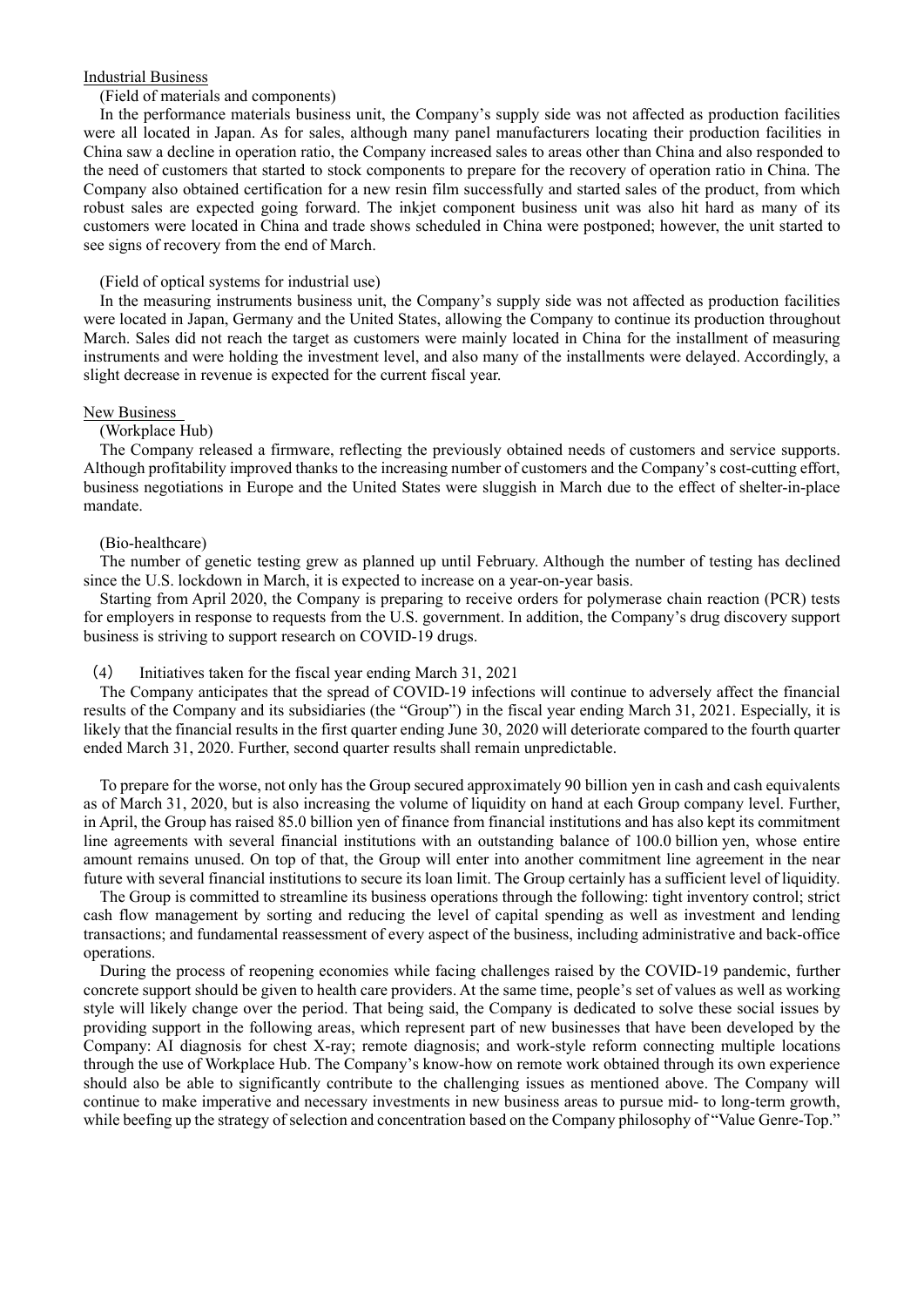Industrial Business

(Field of materials and components)

In the performance materials business unit, the Company's supply side was not affected as production facilities were all located in Japan. As for sales, although many panel manufacturers locating their production facilities in China saw a decline in operation ratio, the Company increased sales to areas other than China and also responded to the need of customers that started to stock components to prepare for the recovery of operation ratio in China. The Company also obtained certification for a new resin film successfully and started sales of the product, from which robust sales are expected going forward. The inkjet component business unit was also hit hard as many of its customers were located in China and trade shows scheduled in China were postponed; however, the unit started to see signs of recovery from the end of March.

(Field of optical systems for industrial use)

In the measuring instruments business unit, the Company's supply side was not affected as production facilities were located in Japan, Germany and the United States, allowing the Company to continue its production throughout March. Sales did not reach the target as customers were mainly located in China for the installment of measuring instruments and were holding the investment level, and also many of the installments were delayed. Accordingly, a slight decrease in revenue is expected for the current fiscal year.

New Business

(Workplace Hub)

The Company released a firmware, reflecting the previously obtained needs of customers and service supports. Although profitability improved thanks to the increasing number of customers and the Company's cost-cutting effort, business negotiations in Europe and the United States were sluggish in March due to the effect of shelter-in-place mandate.

(Bio-healthcare)

The number of genetic testing grew as planned up until February. Although the number of testing has declined since the U.S. lockdown in March, it is expected to increase on a year-on-year basis.

Starting from April 2020, the Company is preparing to receive orders for polymerase chain reaction (PCR) tests for employers in response to requests from the U.S. government. In addition, the Company's drug discovery support business is striving to support research on COVID-19 drugs.

(4) Initiatives taken for the fiscal year ending March 31, 2021

The Company anticipates that the spread of COVID-19 infections will continue to adversely affect the financial results of the Company and its subsidiaries (the "Group") in the fiscal year ending March 31, 2021. Especially, it is likely that the financial results in the first quarter ending June 30, 2020 will deteriorate compared to the fourth quarter ended March 31, 2020. Further, second quarter results shall remain unpredictable.

To prepare for the worse, not only has the Group secured approximately 90 billion yen in cash and cash equivalents as of March 31, 2020, but is also increasing the volume of liquidity on hand at each Group company level. Further, in April, the Group has raised 85.0 billion yen of finance from financial institutions and has also kept its commitment line agreements with several financial institutions with an outstanding balance of 100.0 billion yen, whose entire amount remains unused. On top of that, the Group will enter into another commitment line agreement in the near future with several financial institutions to secure its loan limit. The Group certainly has a sufficient level of liquidity.

The Group is committed to streamline its business operations through the following: tight inventory control; strict cash flow management by sorting and reducing the level of capital spending as well as investment and lending transactions; and fundamental reassessment of every aspect of the business, including administrative and back-office operations.

During the process of reopening economies while facing challenges raised by the COVID-19 pandemic, further concrete support should be given to health care providers. At the same time, people's set of values as well as working style will likely change over the period. That being said, the Company is dedicated to solve these social issues by providing support in the following areas, which represent part of new businesses that have been developed by the Company: AI diagnosis for chest X-ray; remote diagnosis; and work-style reform connecting multiple locations through the use of Workplace Hub. The Company's know-how on remote work obtained through its own experience should also be able to significantly contribute to the challenging issues as mentioned above. The Company will continue to make imperative and necessary investments in new business areas to pursue mid- to long-term growth, while beefing up the strategy of selection and concentration based on the Company philosophy of "Value Genre-Top."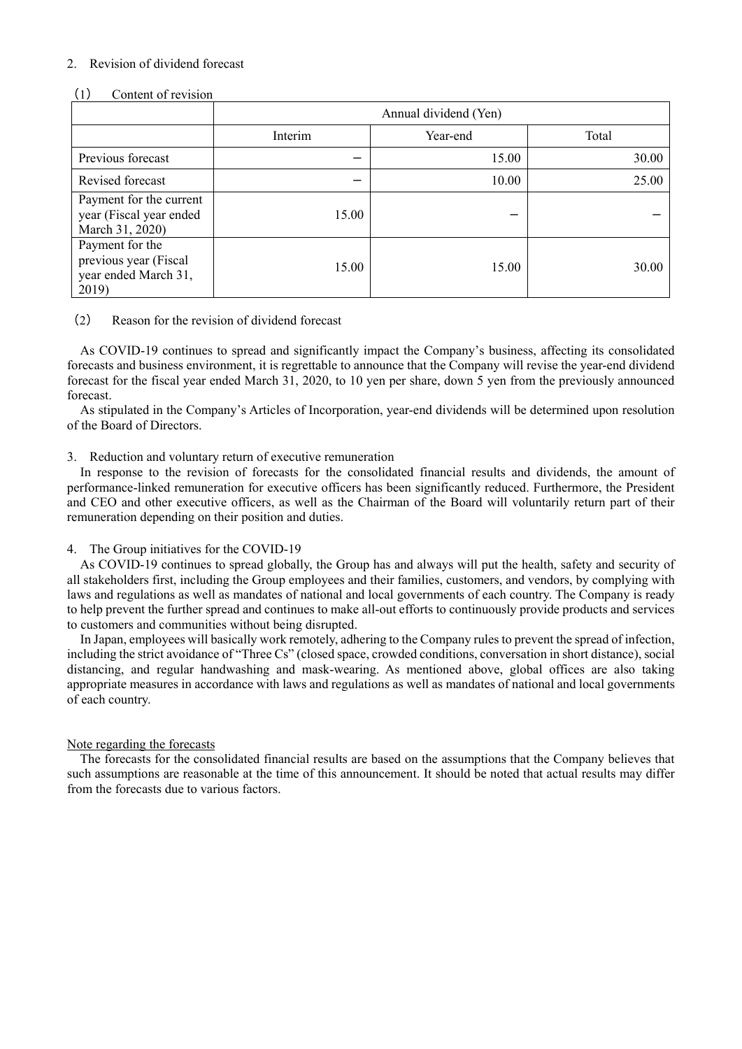## 2. Revision of dividend forecast

### (1) Content of revision

| | Annual dividend (Yen) | | |
|---|---|---|---|
| | Interim | Year-end | Total |
| Previous forecast | − | 15.00 | 30.00 |
| Revised forecast | − | 10.00 | 25.00 |
| Payment for the current year (Fiscal year ended March 31, 2020) | 15.00 | − | − |
| Payment for the previous year (Fiscal year ended March 31, 2019) | 15.00 | 15.00 | 30.00 |

### (2) Reason for the revision of dividend forecast

As COVID-19 continues to spread and significantly impact the Company's business, affecting its consolidated forecasts and business environment, it is regrettable to announce that the Company will revise the year-end dividend forecast for the fiscal year ended March 31, 2020, to 10 yen per share, down 5 yen from the previously announced forecast.

As stipulated in the Company's Articles of Incorporation, year-end dividends will be determined upon resolution of the Board of Directors.

## 3. Reduction and voluntary return of executive remuneration

In response to the revision of forecasts for the consolidated financial results and dividends, the amount of performance-linked remuneration for executive officers has been significantly reduced. Furthermore, the President and CEO and other executive officers, as well as the Chairman of the Board will voluntarily return part of their remuneration depending on their position and duties.

## 4. The Group initiatives for the COVID-19

As COVID-19 continues to spread globally, the Group has and always will put the health, safety and security of all stakeholders first, including the Group employees and their families, customers, and vendors, by complying with laws and regulations as well as mandates of national and local governments of each country. The Company is ready to help prevent the further spread and continues to make all-out efforts to continuously provide products and services to customers and communities without being disrupted.

In Japan, employees will basically work remotely, adhering to the Company rules to prevent the spread of infection, including the strict avoidance of "Three Cs" (closed space, crowded conditions, conversation in short distance), social distancing, and regular handwashing and mask-wearing. As mentioned above, global offices are also taking appropriate measures in accordance with laws and regulations as well as mandates of national and local governments of each country.

Note regarding the forecasts

The forecasts for the consolidated financial results are based on the assumptions that the Company believes that such assumptions are reasonable at the time of this announcement. It should be noted that actual results may differ from the forecasts due to various factors.